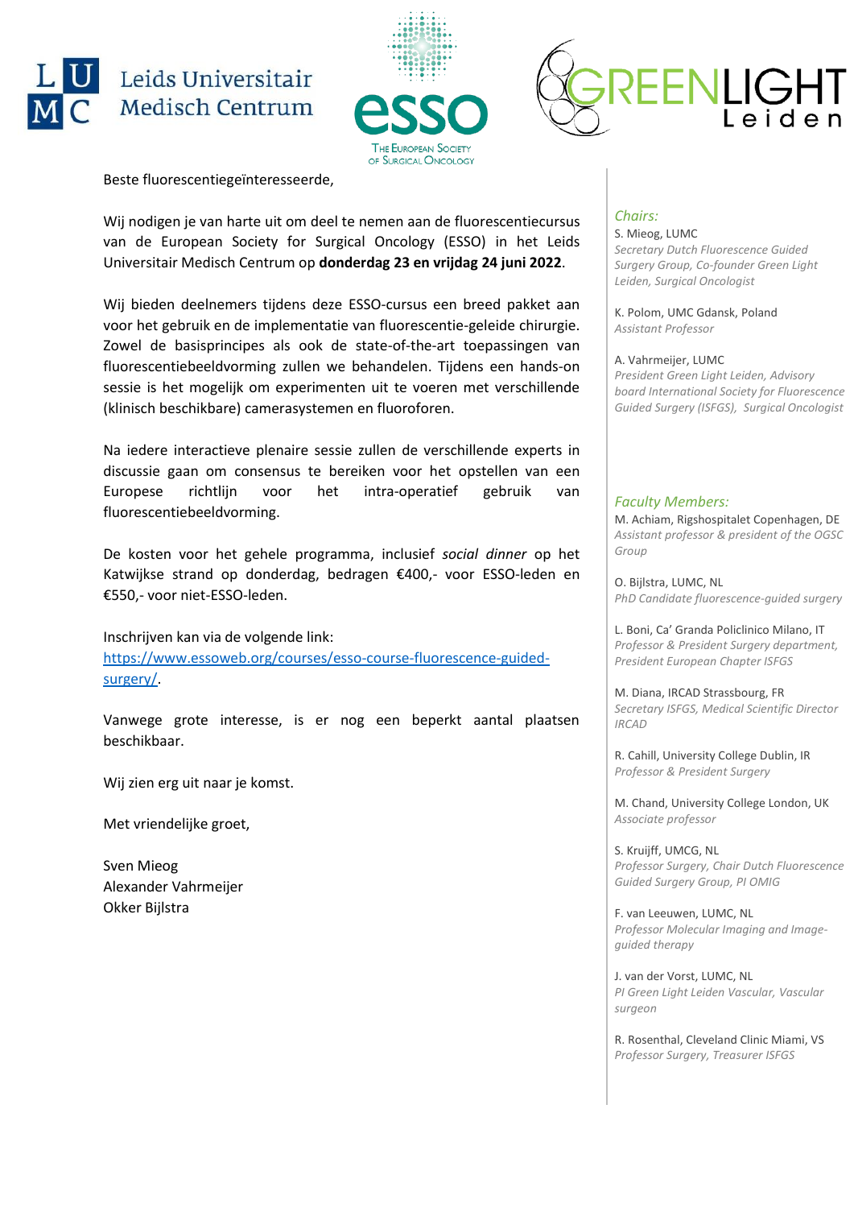Leids Universitair Medisch Centrum

esso — The European Society of Surgical Oncology

GREENLIGHT Leiden

Beste fluorescentiegeïnteresseerde,

Wij nodigen je van harte uit om deel te nemen aan de fluorescentiecursus van de European Society for Surgical Oncology (ESSO) in het Leids Universitair Medisch Centrum op **donderdag 23 en vrijdag 24 juni 2022**.

Wij bieden deelnemers tijdens deze ESSO-cursus een breed pakket aan voor het gebruik en de implementatie van fluorescentie-geleide chirurgie. Zowel de basisprincipes als ook de state-of-the-art toepassingen van fluorescentiebeeldvorming zullen we behandelen. Tijdens een hands-on sessie is het mogelijk om experimenten uit te voeren met verschillende (klinisch beschikbare) camerasystemen en fluoroforen.

Na iedere interactieve plenaire sessie zullen de verschillende experts in discussie gaan om consensus te bereiken voor het opstellen van een Europese richtlijn voor het intra-operatief gebruik van fluorescentiebeeldvorming.

De kosten voor het gehele programma, inclusief *social dinner* op het Katwijkse strand op donderdag, bedragen €400,- voor ESSO-leden en €550,- voor niet-ESSO-leden.

Inschrijven kan via de volgende link:
https://www.essoweb.org/courses/esso-course-fluorescence-guided-surgery/.

Vanwege grote interesse, is er nog een beperkt aantal plaatsen beschikbaar.

Wij zien erg uit naar je komst.

Met vriendelijke groet,

Sven Mieog
Alexander Vahrmeijer
Okker Bijlstra

*Chairs:*

S. Mieog, LUMC
*Secretary Dutch Fluorescence Guided Surgery Group, Co-founder Green Light Leiden, Surgical Oncologist*

K. Polom, UMC Gdansk, Poland
*Assistant Professor*

A. Vahrmeijer, LUMC
*President Green Light Leiden, Advisory board International Society for Fluorescence Guided Surgery (ISFGS), Surgical Oncologist*

*Faculty Members:*

M. Achiam, Rigshospitalet Copenhagen, DE
*Assistant professor & president of the OGSC Group*

O. Bijlstra, LUMC, NL
*PhD Candidate fluorescence-guided surgery*

L. Boni, Ca' Granda Policlinico Milano, IT
*Professor & President Surgery department, President European Chapter ISFGS*

M. Diana, IRCAD Strassbourg, FR
*Secretary ISFGS, Medical Scientific Director IRCAD*

R. Cahill, University College Dublin, IR
*Professor & President Surgery*

M. Chand, University College London, UK
*Associate professor*

S. Kruijff, UMCG, NL
*Professor Surgery, Chair Dutch Fluorescence Guided Surgery Group, PI OMIG*

F. van Leeuwen, LUMC, NL
*Professor Molecular Imaging and Image-guided therapy*

J. van der Vorst, LUMC, NL
*PI Green Light Leiden Vascular, Vascular surgeon*

R. Rosenthal, Cleveland Clinic Miami, VS
*Professor Surgery, Treasurer ISFGS*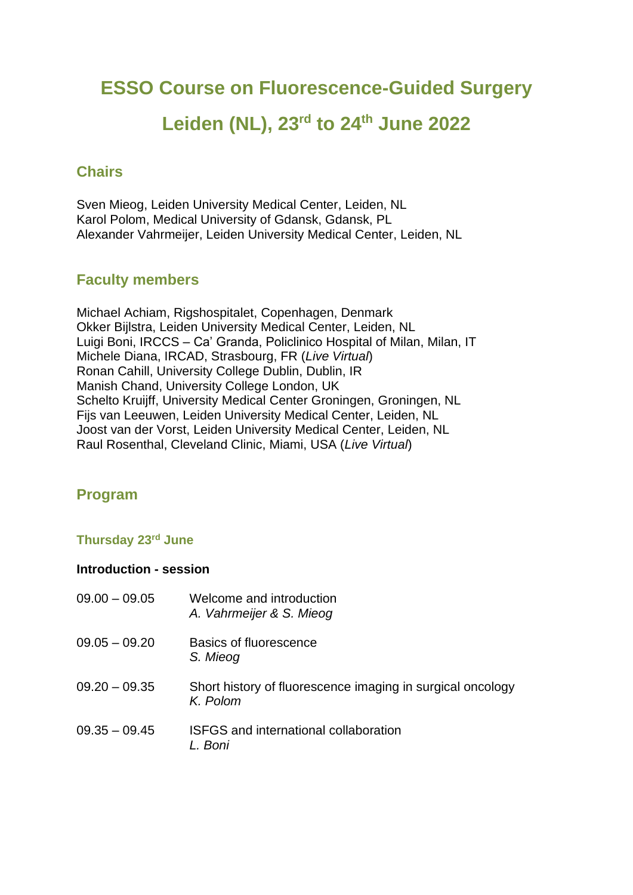# ESSO Course on Fluorescence-Guided Surgery

# Leiden (NL), 23rd to 24th June 2022

## Chairs

Sven Mieog, Leiden University Medical Center, Leiden, NL
Karol Polom, Medical University of Gdansk, Gdansk, PL
Alexander Vahrmeijer, Leiden University Medical Center, Leiden, NL

## Faculty members

Michael Achiam, Rigshospitalet, Copenhagen, Denmark
Okker Bijlstra, Leiden University Medical Center, Leiden, NL
Luigi Boni, IRCCS – Ca' Granda, Policlinico Hospital of Milan, Milan, IT
Michele Diana, IRCAD, Strasbourg, FR (*Live Virtual*)
Ronan Cahill, University College Dublin, Dublin, IR
Manish Chand, University College London, UK
Schelto Kruijff, University Medical Center Groningen, Groningen, NL
Fijs van Leeuwen, Leiden University Medical Center, Leiden, NL
Joost van der Vorst, Leiden University Medical Center, Leiden, NL
Raul Rosenthal, Cleveland Clinic, Miami, USA (*Live Virtual*)

## Program

### Thursday 23rd June

**Introduction - session**

| | |
|---|---|
| 09.00 – 09.05 | Welcome and introduction<br>*A. Vahrmeijer & S. Mieog* |
| 09.05 – 09.20 | Basics of fluorescence<br>*S. Mieog* |
| 09.20 – 09.35 | Short history of fluorescence imaging in surgical oncology<br>*K. Polom* |
| 09.35 – 09.45 | ISFGS and international collaboration<br>*L. Boni* |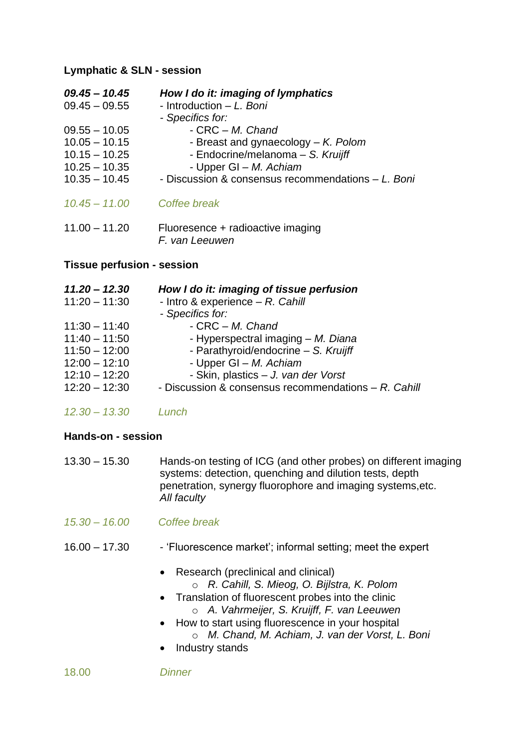**Lymphatic & SLN - session**

| | |
|---|---|
| ***09.45 – 10.45*** | ***How I do it: imaging of lymphatics*** |
| 09.45 – 09.55 | - Introduction – *L. Boni* |
| | - *Specifics for:* |
| 09.55 – 10.05 | - CRC – *M. Chand* |
| 10.05 – 10.15 | - Breast and gynaecology – *K. Polom* |
| 10.15 – 10.25 | - Endocrine/melanoma – *S. Kruijff* |
| 10.25 – 10.35 | - Upper GI – *M. Achiam* |
| 10.35 – 10.45 | - Discussion & consensus recommendations – *L. Boni* |
| *10.45 – 11.00* | *Coffee break* |
| 11.00 – 11.20 | Fluoresence + radioactive imaging *F. van Leeuwen* |

**Tissue perfusion - session**

| | |
|---|---|
| ***11.20 – 12.30*** | ***How I do it: imaging of tissue perfusion*** |
| 11:20 – 11:30 | - Intro & experience – *R. Cahill* |
| | - *Specifics for:* |
| 11:30 – 11:40 | - CRC – *M. Chand* |
| 11:40 – 11:50 | - Hyperspectral imaging – *M. Diana* |
| 11:50 – 12:00 | - Parathyroid/endocrine – *S. Kruijff* |
| 12:00 – 12:10 | - Upper GI – *M. Achiam* |
| 12:10 – 12:20 | - Skin, plastics – *J. van der Vorst* |
| 12:20 – 12:30 | - Discussion & consensus recommendations – *R. Cahill* |
| *12.30 – 13.30* | *Lunch* |

**Hands-on - session**

| | |
|---|---|
| 13.30 – 15.30 | Hands-on testing of ICG (and other probes) on different imaging systems: detection, quenching and dilution tests, depth penetration, synergy fluorophore and imaging systems,etc. *All faculty* |
| *15.30 – 16.00* | *Coffee break* |
| 16.00 – 17.30 | - 'Fluorescence market'; informal setting; meet the expert |

- Research (preclinical and clinical)
  - *R. Cahill, S. Mieog, O. Bijlstra, K. Polom*
- Translation of fluorescent probes into the clinic
  - *A. Vahrmeijer, S. Kruijff, F. van Leeuwen*
- How to start using fluorescence in your hospital
  - *M. Chand, M. Achiam, J. van der Vorst, L. Boni*
- Industry stands

| | |
|---|---|
| 18.00 | *Dinner* |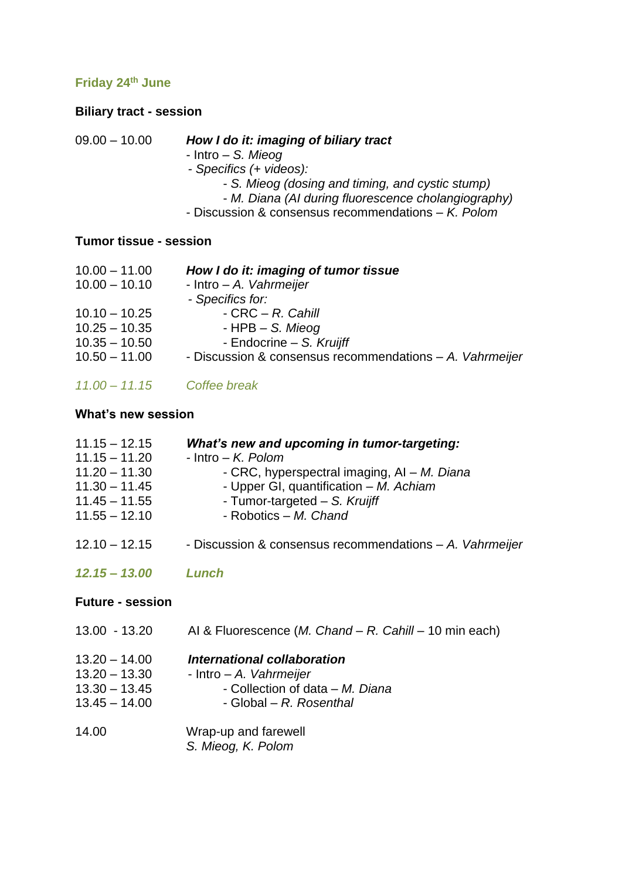## Friday 24th June

### Biliary tract - session

09.00 – 10.00 ***How I do it: imaging of biliary tract***
- Intro – *S. Mieog*
- *Specifics (+ videos):*
  - *S. Mieog (dosing and timing, and cystic stump)*
  - *M. Diana (AI during fluorescence cholangiography)*
- Discussion & consensus recommendations – *K. Polom*

### Tumor tissue - session

| | |
|---|---|
| 10.00 – 11.00 | ***How I do it: imaging of tumor tissue*** |
| 10.00 – 10.10 | - Intro – *A. Vahrmeijer* |
| | - *Specifics for:* |
| 10.10 – 10.25 | - CRC – *R. Cahill* |
| 10.25 – 10.35 | - HPB – *S. Mieog* |
| 10.35 – 10.50 | - Endocrine – *S. Kruijff* |
| 10.50 – 11.00 | - Discussion & consensus recommendations – *A. Vahrmeijer* |

*11.00 – 11.15 Coffee break*

### What's new session

| | |
|---|---|
| 11.15 – 12.15 | ***What's new and upcoming in tumor-targeting:*** |
| 11.15 – 11.20 | - Intro – *K. Polom* |
| 11.20 – 11.30 | - CRC, hyperspectral imaging, AI – *M. Diana* |
| 11.30 – 11.45 | - Upper GI, quantification – *M. Achiam* |
| 11.45 – 11.55 | - Tumor-targeted – *S. Kruijff* |
| 11.55 – 12.10 | - Robotics – *M. Chand* |
| 12.10 – 12.15 | - Discussion & consensus recommendations – *A. Vahrmeijer* |

***12.15 – 13.00 Lunch***

### Future - session

13.00 - 13.20 AI & Fluorescence (*M. Chand – R. Cahill* – 10 min each)

| | |
|---|---|
| 13.20 – 14.00 | ***International collaboration*** |
| 13.20 – 13.30 | - Intro – *A. Vahrmeijer* |
| 13.30 – 13.45 | - Collection of data – *M. Diana* |
| 13.45 – 14.00 | - Global – *R. Rosenthal* |

14.00 Wrap-up and farewell
*S. Mieog, K. Polom*